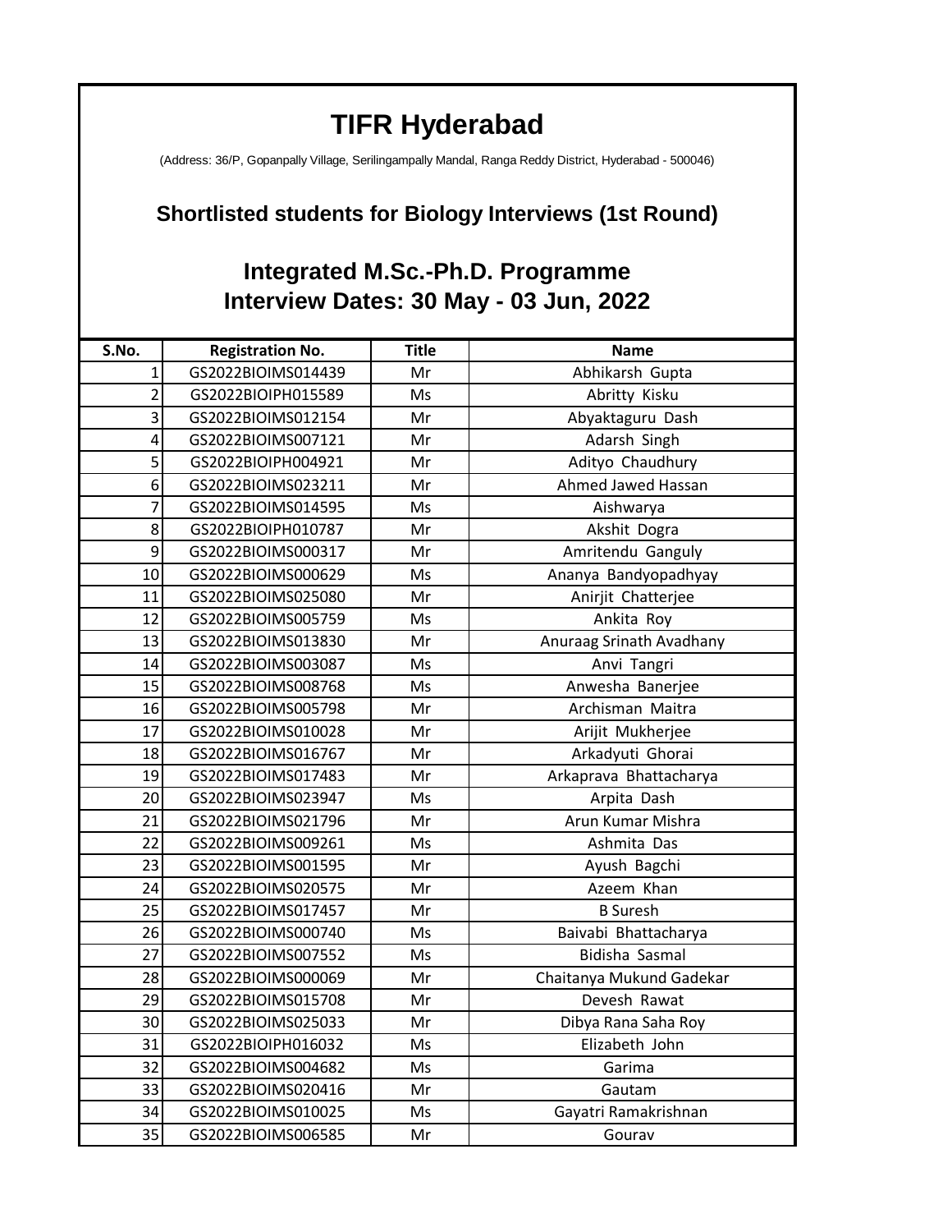# TIFR Hyderabad

(Address: 36/P, Gopanpally Village, Serilingampally Mandal, Ranga Reddy District, Hyderabad - 500046)

## Shortlisted students for Biology Interviews (1st Round)

## Integrated M.Sc.-Ph.D. Programme
## Interview Dates: 30 May - 03 Jun, 2022

| S.No. | Registration No. | Title | Name |
|---|---|---|---|
| 1 | GS2022BIOIMS014439 | Mr | Abhikarsh Gupta |
| 2 | GS2022BIOIPH015589 | Ms | Abritty Kisku |
| 3 | GS2022BIOIMS012154 | Mr | Abyaktaguru Dash |
| 4 | GS2022BIOIMS007121 | Mr | Adarsh Singh |
| 5 | GS2022BIOIPH004921 | Mr | Adityo Chaudhury |
| 6 | GS2022BIOIMS023211 | Mr | Ahmed Jawed Hassan |
| 7 | GS2022BIOIMS014595 | Ms | Aishwarya |
| 8 | GS2022BIOIPH010787 | Mr | Akshit Dogra |
| 9 | GS2022BIOIMS000317 | Mr | Amritendu Ganguly |
| 10 | GS2022BIOIMS000629 | Ms | Ananya Bandyopadhyay |
| 11 | GS2022BIOIMS025080 | Mr | Anirjit Chatterjee |
| 12 | GS2022BIOIMS005759 | Ms | Ankita Roy |
| 13 | GS2022BIOIMS013830 | Mr | Anuraag Srinath Avadhany |
| 14 | GS2022BIOIMS003087 | Ms | Anvi Tangri |
| 15 | GS2022BIOIMS008768 | Ms | Anwesha Banerjee |
| 16 | GS2022BIOIMS005798 | Mr | Archisman Maitra |
| 17 | GS2022BIOIMS010028 | Mr | Arijit Mukherjee |
| 18 | GS2022BIOIMS016767 | Mr | Arkadyuti Ghorai |
| 19 | GS2022BIOIMS017483 | Mr | Arkaprava Bhattacharya |
| 20 | GS2022BIOIMS023947 | Ms | Arpita Dash |
| 21 | GS2022BIOIMS021796 | Mr | Arun Kumar Mishra |
| 22 | GS2022BIOIMS009261 | Ms | Ashmita Das |
| 23 | GS2022BIOIMS001595 | Mr | Ayush Bagchi |
| 24 | GS2022BIOIMS020575 | Mr | Azeem Khan |
| 25 | GS2022BIOIMS017457 | Mr | B Suresh |
| 26 | GS2022BIOIMS000740 | Ms | Baivabi Bhattacharya |
| 27 | GS2022BIOIMS007552 | Ms | Bidisha Sasmal |
| 28 | GS2022BIOIMS000069 | Mr | Chaitanya Mukund Gadekar |
| 29 | GS2022BIOIMS015708 | Mr | Devesh Rawat |
| 30 | GS2022BIOIMS025033 | Mr | Dibya Rana Saha Roy |
| 31 | GS2022BIOIPH016032 | Ms | Elizabeth John |
| 32 | GS2022BIOIMS004682 | Ms | Garima |
| 33 | GS2022BIOIMS020416 | Mr | Gautam |
| 34 | GS2022BIOIMS010025 | Ms | Gayatri Ramakrishnan |
| 35 | GS2022BIOIMS006585 | Mr | Gourav |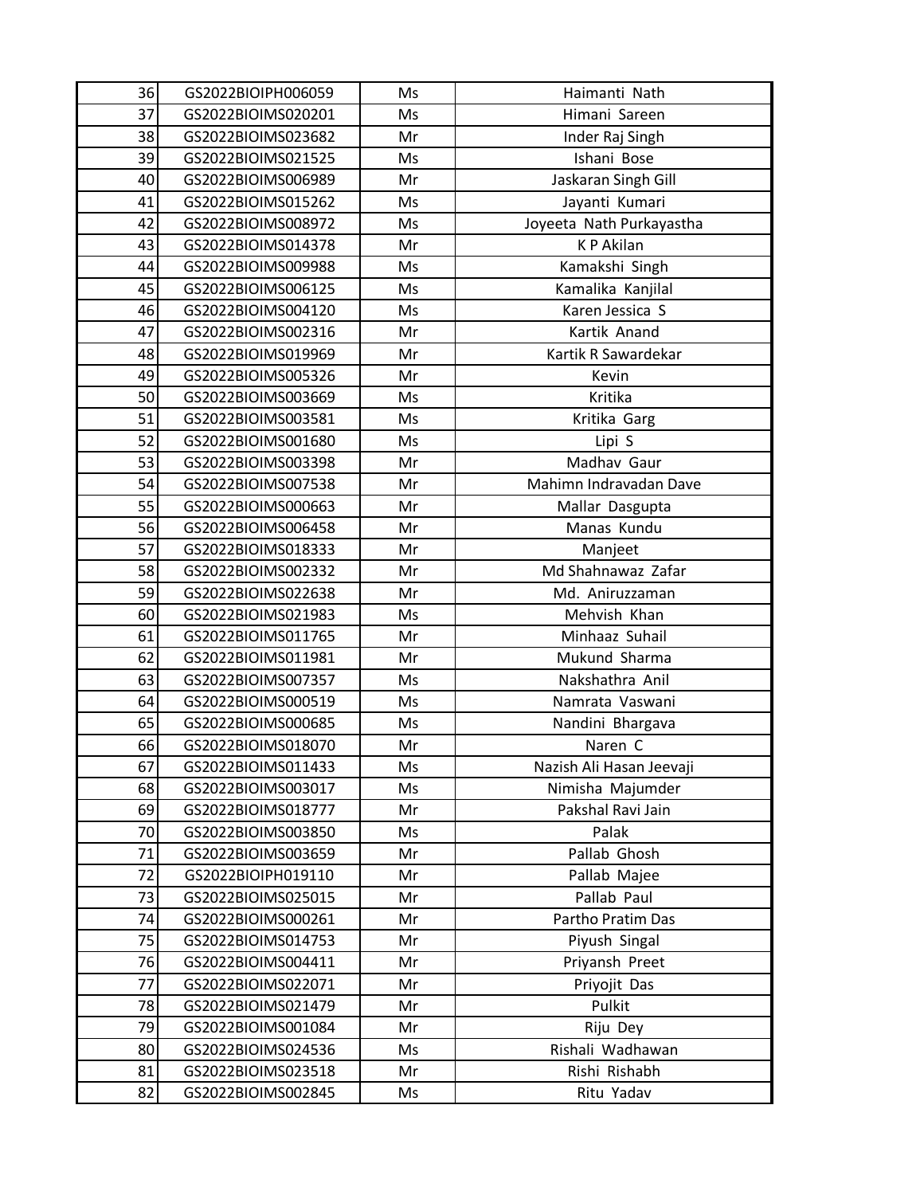| 36 | GS2022BIOIPH006059 | Ms | Haimanti Nath |
|---|---|---|---|
| 37 | GS2022BIOIMS020201 | Ms | Himani Sareen |
| 38 | GS2022BIOIMS023682 | Mr | Inder Raj Singh |
| 39 | GS2022BIOIMS021525 | Ms | Ishani Bose |
| 40 | GS2022BIOIMS006989 | Mr | Jaskaran Singh Gill |
| 41 | GS2022BIOIMS015262 | Ms | Jayanti Kumari |
| 42 | GS2022BIOIMS008972 | Ms | Joyeeta Nath Purkayastha |
| 43 | GS2022BIOIMS014378 | Mr | K P Akilan |
| 44 | GS2022BIOIMS009988 | Ms | Kamakshi Singh |
| 45 | GS2022BIOIMS006125 | Ms | Kamalika Kanjilal |
| 46 | GS2022BIOIMS004120 | Ms | Karen Jessica S |
| 47 | GS2022BIOIMS002316 | Mr | Kartik Anand |
| 48 | GS2022BIOIMS019969 | Mr | Kartik R Sawardekar |
| 49 | GS2022BIOIMS005326 | Mr | Kevin |
| 50 | GS2022BIOIMS003669 | Ms | Kritika |
| 51 | GS2022BIOIMS003581 | Ms | Kritika Garg |
| 52 | GS2022BIOIMS001680 | Ms | Lipi S |
| 53 | GS2022BIOIMS003398 | Mr | Madhav Gaur |
| 54 | GS2022BIOIMS007538 | Mr | Mahimn Indravadan Dave |
| 55 | GS2022BIOIMS000663 | Mr | Mallar Dasgupta |
| 56 | GS2022BIOIMS006458 | Mr | Manas Kundu |
| 57 | GS2022BIOIMS018333 | Mr | Manjeet |
| 58 | GS2022BIOIMS002332 | Mr | Md Shahnawaz Zafar |
| 59 | GS2022BIOIMS022638 | Mr | Md. Aniruzzaman |
| 60 | GS2022BIOIMS021983 | Ms | Mehvish Khan |
| 61 | GS2022BIOIMS011765 | Mr | Minhaaz Suhail |
| 62 | GS2022BIOIMS011981 | Mr | Mukund Sharma |
| 63 | GS2022BIOIMS007357 | Ms | Nakshathra Anil |
| 64 | GS2022BIOIMS000519 | Ms | Namrata Vaswani |
| 65 | GS2022BIOIMS000685 | Ms | Nandini Bhargava |
| 66 | GS2022BIOIMS018070 | Mr | Naren C |
| 67 | GS2022BIOIMS011433 | Ms | Nazish Ali Hasan Jeevaji |
| 68 | GS2022BIOIMS003017 | Ms | Nimisha Majumder |
| 69 | GS2022BIOIMS018777 | Mr | Pakshal Ravi Jain |
| 70 | GS2022BIOIMS003850 | Ms | Palak |
| 71 | GS2022BIOIMS003659 | Mr | Pallab Ghosh |
| 72 | GS2022BIOIPH019110 | Mr | Pallab Majee |
| 73 | GS2022BIOIMS025015 | Mr | Pallab Paul |
| 74 | GS2022BIOIMS000261 | Mr | Partho Pratim Das |
| 75 | GS2022BIOIMS014753 | Mr | Piyush Singal |
| 76 | GS2022BIOIMS004411 | Mr | Priyansh Preet |
| 77 | GS2022BIOIMS022071 | Mr | Priyojit Das |
| 78 | GS2022BIOIMS021479 | Mr | Pulkit |
| 79 | GS2022BIOIMS001084 | Mr | Riju Dey |
| 80 | GS2022BIOIMS024536 | Ms | Rishali Wadhawan |
| 81 | GS2022BIOIMS023518 | Mr | Rishi Rishabh |
| 82 | GS2022BIOIMS002845 | Ms | Ritu Yadav |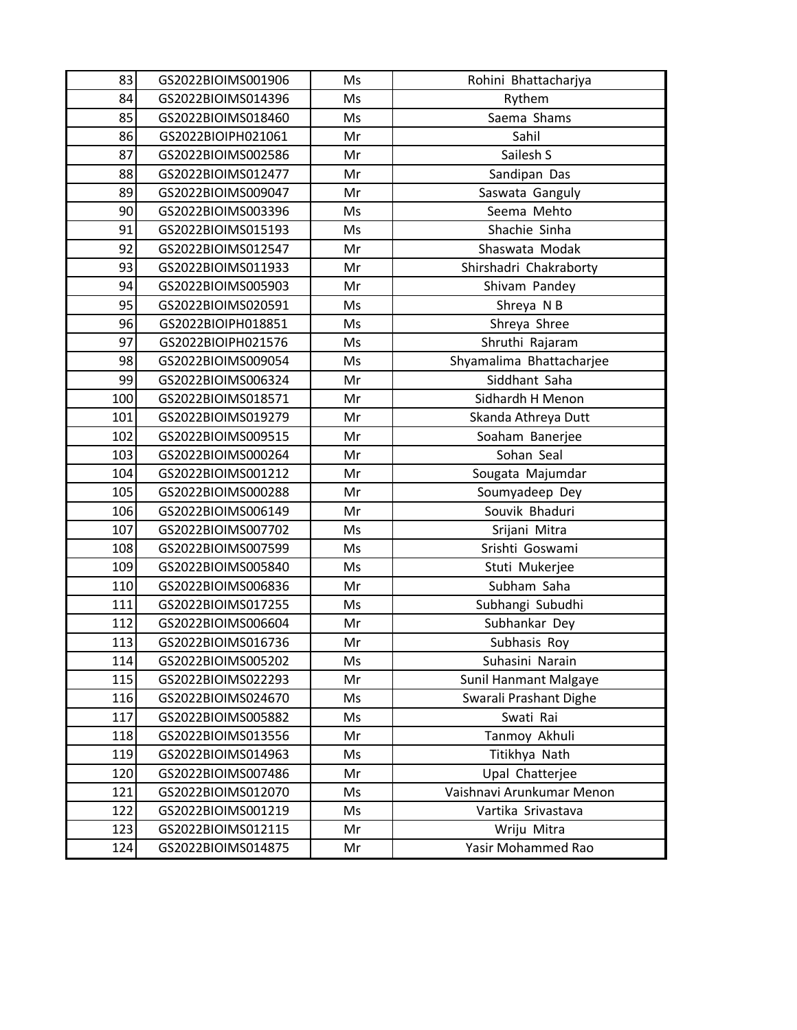| | | | |
|---|---|---|---|
| 83 | GS2022BIOIMS001906 | Ms | Rohini Bhattacharjya |
| 84 | GS2022BIOIMS014396 | Ms | Rythem |
| 85 | GS2022BIOIMS018460 | Ms | Saema Shams |
| 86 | GS2022BIOIPH021061 | Mr | Sahil |
| 87 | GS2022BIOIMS002586 | Mr | Sailesh S |
| 88 | GS2022BIOIMS012477 | Mr | Sandipan Das |
| 89 | GS2022BIOIMS009047 | Mr | Saswata Ganguly |
| 90 | GS2022BIOIMS003396 | Ms | Seema Mehto |
| 91 | GS2022BIOIMS015193 | Ms | Shachie Sinha |
| 92 | GS2022BIOIMS012547 | Mr | Shaswata Modak |
| 93 | GS2022BIOIMS011933 | Mr | Shirshadri Chakraborty |
| 94 | GS2022BIOIMS005903 | Mr | Shivam Pandey |
| 95 | GS2022BIOIMS020591 | Ms | Shreya N B |
| 96 | GS2022BIOIPH018851 | Ms | Shreya Shree |
| 97 | GS2022BIOIPH021576 | Ms | Shruthi Rajaram |
| 98 | GS2022BIOIMS009054 | Ms | Shyamalima Bhattacharjee |
| 99 | GS2022BIOIMS006324 | Mr | Siddhant Saha |
| 100 | GS2022BIOIMS018571 | Mr | Sidhardh H Menon |
| 101 | GS2022BIOIMS019279 | Mr | Skanda Athreya Dutt |
| 102 | GS2022BIOIMS009515 | Mr | Soaham Banerjee |
| 103 | GS2022BIOIMS000264 | Mr | Sohan Seal |
| 104 | GS2022BIOIMS001212 | Mr | Sougata Majumdar |
| 105 | GS2022BIOIMS000288 | Mr | Soumyadeep Dey |
| 106 | GS2022BIOIMS006149 | Mr | Souvik Bhaduri |
| 107 | GS2022BIOIMS007702 | Ms | Srijani Mitra |
| 108 | GS2022BIOIMS007599 | Ms | Srishti Goswami |
| 109 | GS2022BIOIMS005840 | Ms | Stuti Mukerjee |
| 110 | GS2022BIOIMS006836 | Mr | Subham Saha |
| 111 | GS2022BIOIMS017255 | Ms | Subhangi Subudhi |
| 112 | GS2022BIOIMS006604 | Mr | Subhankar Dey |
| 113 | GS2022BIOIMS016736 | Mr | Subhasis Roy |
| 114 | GS2022BIOIMS005202 | Ms | Suhasini Narain |
| 115 | GS2022BIOIMS022293 | Mr | Sunil Hanmant Malgaye |
| 116 | GS2022BIOIMS024670 | Ms | Swarali Prashant Dighe |
| 117 | GS2022BIOIMS005882 | Ms | Swati Rai |
| 118 | GS2022BIOIMS013556 | Mr | Tanmoy Akhuli |
| 119 | GS2022BIOIMS014963 | Ms | Titikhya Nath |
| 120 | GS2022BIOIMS007486 | Mr | Upal Chatterjee |
| 121 | GS2022BIOIMS012070 | Ms | Vaishnavi Arunkumar Menon |
| 122 | GS2022BIOIMS001219 | Ms | Vartika Srivastava |
| 123 | GS2022BIOIMS012115 | Mr | Wriju Mitra |
| 124 | GS2022BIOIMS014875 | Mr | Yasir Mohammed Rao |